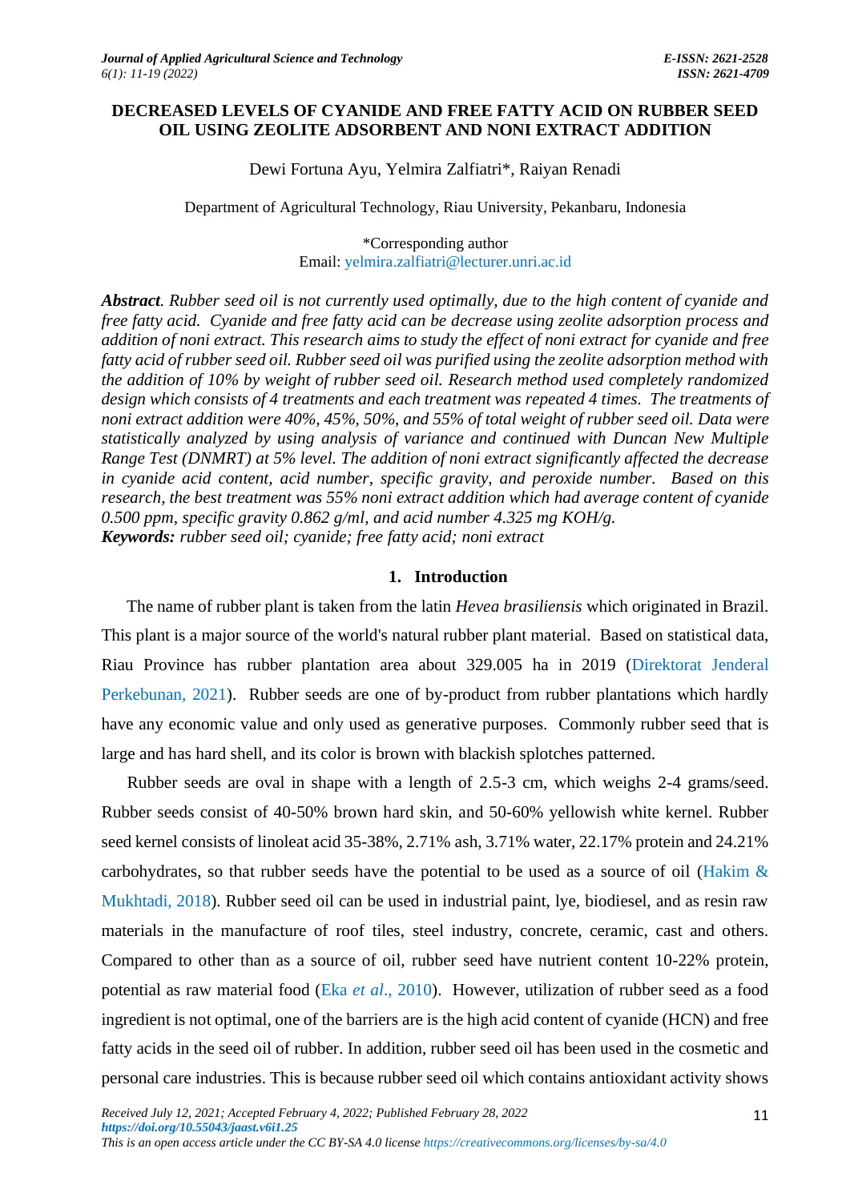# DECREASED LEVELS OF CYANIDE AND FREE FATTY ACID ON RUBBER SEED OIL USING ZEOLITE ADSORBENT AND NONI EXTRACT ADDITION

Dewi Fortuna Ayu, Yelmira Zalfiatri*, Raiyan Renadi

Department of Agricultural Technology, Riau University, Pekanbaru, Indonesia

*Corresponding author
Email: yelmira.zalfiatri@lecturer.unri.ac.id

***Abstract****. Rubber seed oil is not currently used optimally, due to the high content of cyanide and free fatty acid. Cyanide and free fatty acid can be decrease using zeolite adsorption process and addition of noni extract. This research aims to study the effect of noni extract for cyanide and free fatty acid of rubber seed oil. Rubber seed oil was purified using the zeolite adsorption method with the addition of 10% by weight of rubber seed oil. Research method used completely randomized design which consists of 4 treatments and each treatment was repeated 4 times. The treatments of noni extract addition were 40%, 45%, 50%, and 55% of total weight of rubber seed oil. Data were statistically analyzed by using analysis of variance and continued with Duncan New Multiple Range Test (DNMRT) at 5% level. The addition of noni extract significantly affected the decrease in cyanide acid content, acid number, specific gravity, and peroxide number. Based on this research, the best treatment was 55% noni extract addition which had average content of cyanide 0.500 ppm, specific gravity 0.862 g/ml, and acid number 4.325 mg KOH/g.*

***Keywords:*** *rubber seed oil; cyanide; free fatty acid; noni extract*

## 1. Introduction

The name of rubber plant is taken from the latin *Hevea brasiliensis* which originated in Brazil. This plant is a major source of the world's natural rubber plant material. Based on statistical data, Riau Province has rubber plantation area about 329.005 ha in 2019 (Direktorat Jenderal Perkebunan, 2021). Rubber seeds are one of by-product from rubber plantations which hardly have any economic value and only used as generative purposes. Commonly rubber seed that is large and has hard shell, and its color is brown with blackish splotches patterned.

Rubber seeds are oval in shape with a length of 2.5-3 cm, which weighs 2-4 grams/seed. Rubber seeds consist of 40-50% brown hard skin, and 50-60% yellowish white kernel. Rubber seed kernel consists of linoleat acid 35-38%, 2.71% ash, 3.71% water, 22.17% protein and 24.21% carbohydrates, so that rubber seeds have the potential to be used as a source of oil (Hakim & Mukhtadi, 2018). Rubber seed oil can be used in industrial paint, lye, biodiesel, and as resin raw materials in the manufacture of roof tiles, steel industry, concrete, ceramic, cast and others. Compared to other than as a source of oil, rubber seed have nutrient content 10-22% protein, potential as raw material food (Eka *et al.,* 2010). However, utilization of rubber seed as a food ingredient is not optimal, one of the barriers are is the high acid content of cyanide (HCN) and free fatty acids in the seed oil of rubber. In addition, rubber seed oil has been used in the cosmetic and personal care industries. This is because rubber seed oil which contains antioxidant activity shows

Received July 12, 2021; Accepted February 4, 2022; Published February 28, 2022
https://doi.org/10.55043/jaast.v6i1.25
This is an open access article under the CC BY-SA 4.0 license https://creativecommons.org/licenses/by-sa/4.0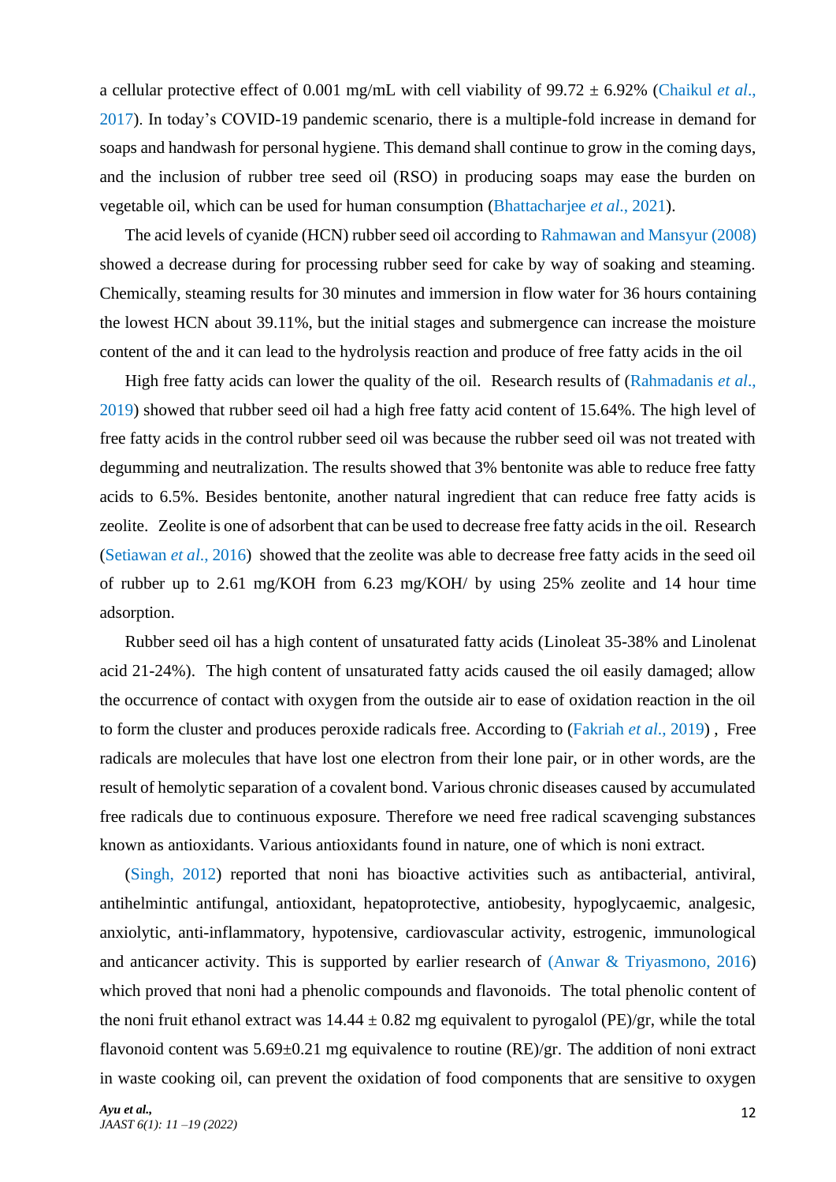a cellular protective effect of 0.001 mg/mL with cell viability of 99.72 ± 6.92% (Chaikul *et al.*, 2017). In today's COVID-19 pandemic scenario, there is a multiple-fold increase in demand for soaps and handwash for personal hygiene. This demand shall continue to grow in the coming days, and the inclusion of rubber tree seed oil (RSO) in producing soaps may ease the burden on vegetable oil, which can be used for human consumption (Bhattacharjee *et al.*, 2021).

The acid levels of cyanide (HCN) rubber seed oil according to Rahmawan and Mansyur (2008) showed a decrease during for processing rubber seed for cake by way of soaking and steaming. Chemically, steaming results for 30 minutes and immersion in flow water for 36 hours containing the lowest HCN about 39.11%, but the initial stages and submergence can increase the moisture content of the and it can lead to the hydrolysis reaction and produce of free fatty acids in the oil

High free fatty acids can lower the quality of the oil. Research results of (Rahmadanis *et al.*, 2019) showed that rubber seed oil had a high free fatty acid content of 15.64%. The high level of free fatty acids in the control rubber seed oil was because the rubber seed oil was not treated with degumming and neutralization. The results showed that 3% bentonite was able to reduce free fatty acids to 6.5%. Besides bentonite, another natural ingredient that can reduce free fatty acids is zeolite. Zeolite is one of adsorbent that can be used to decrease free fatty acids in the oil. Research (Setiawan *et al.*, 2016) showed that the zeolite was able to decrease free fatty acids in the seed oil of rubber up to 2.61 mg/KOH from 6.23 mg/KOH/ by using 25% zeolite and 14 hour time adsorption.

Rubber seed oil has a high content of unsaturated fatty acids (Linoleat 35-38% and Linolenat acid 21-24%). The high content of unsaturated fatty acids caused the oil easily damaged; allow the occurrence of contact with oxygen from the outside air to ease of oxidation reaction in the oil to form the cluster and produces peroxide radicals free. According to (Fakriah *et al.*, 2019) , Free radicals are molecules that have lost one electron from their lone pair, or in other words, are the result of hemolytic separation of a covalent bond. Various chronic diseases caused by accumulated free radicals due to continuous exposure. Therefore we need free radical scavenging substances known as antioxidants. Various antioxidants found in nature, one of which is noni extract.

(Singh, 2012) reported that noni has bioactive activities such as antibacterial, antiviral, antihelmintic antifungal, antioxidant, hepatoprotective, antiobesity, hypoglycaemic, analgesic, anxiolytic, anti-inflammatory, hypotensive, cardiovascular activity, estrogenic, immunological and anticancer activity. This is supported by earlier research of (Anwar & Triyasmono, 2016) which proved that noni had a phenolic compounds and flavonoids. The total phenolic content of the noni fruit ethanol extract was 14.44 ± 0.82 mg equivalent to pyrogalol (PE)/gr, while the total flavonoid content was 5.69±0.21 mg equivalence to routine (RE)/gr. The addition of noni extract in waste cooking oil, can prevent the oxidation of food components that are sensitive to oxygen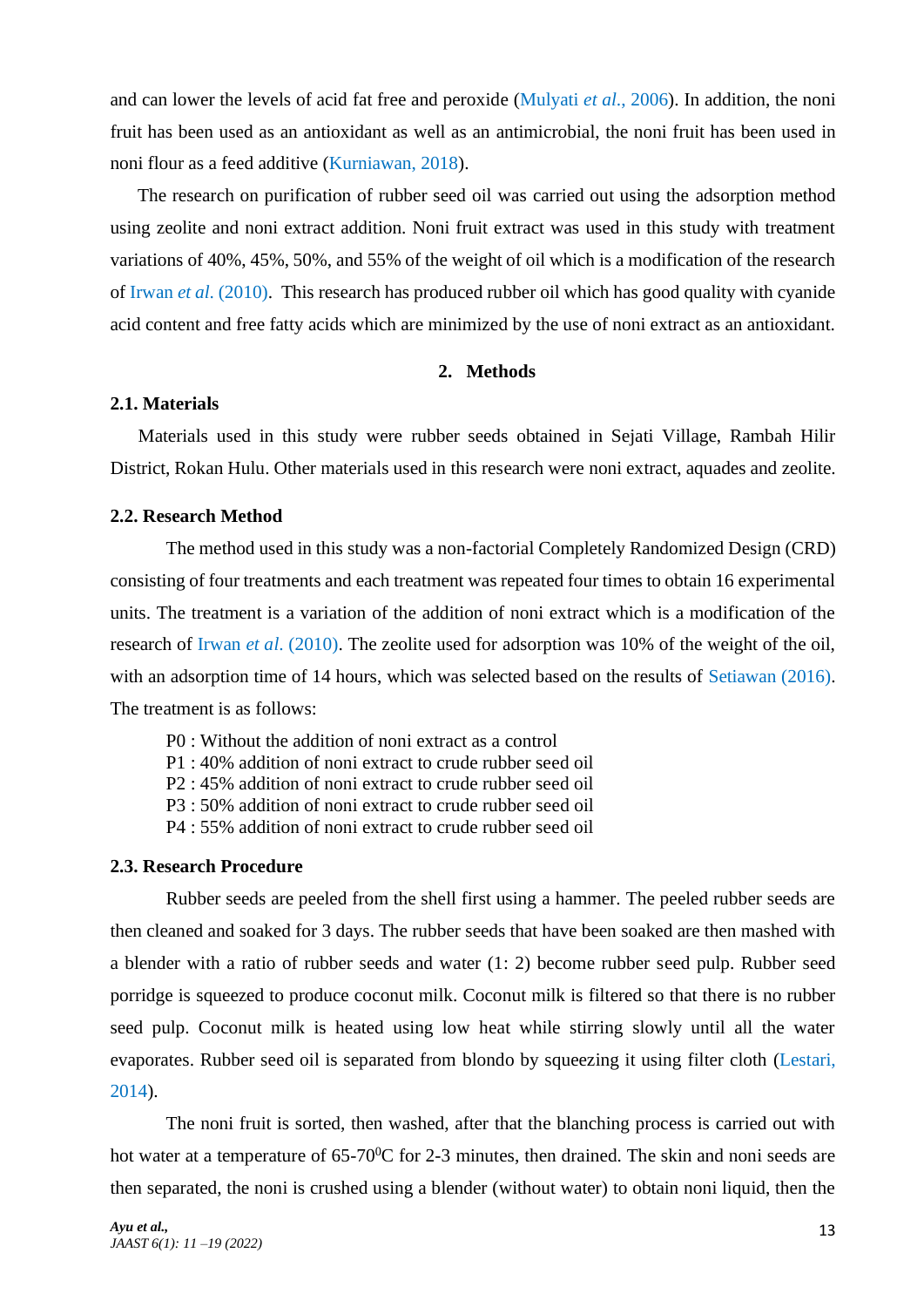and can lower the levels of acid fat free and peroxide (Mulyati *et al*., 2006). In addition, the noni fruit has been used as an antioxidant as well as an antimicrobial, the noni fruit has been used in noni flour as a feed additive (Kurniawan, 2018).

The research on purification of rubber seed oil was carried out using the adsorption method using zeolite and noni extract addition. Noni fruit extract was used in this study with treatment variations of 40%, 45%, 50%, and 55% of the weight of oil which is a modification of the research of Irwan *et al*. (2010). This research has produced rubber oil which has good quality with cyanide acid content and free fatty acids which are minimized by the use of noni extract as an antioxidant.

## 2. Methods

### 2.1. Materials

Materials used in this study were rubber seeds obtained in Sejati Village, Rambah Hilir District, Rokan Hulu. Other materials used in this research were noni extract, aquades and zeolite.

### 2.2. Research Method

The method used in this study was a non-factorial Completely Randomized Design (CRD) consisting of four treatments and each treatment was repeated four times to obtain 16 experimental units. The treatment is a variation of the addition of noni extract which is a modification of the research of Irwan *et al*. (2010). The zeolite used for adsorption was 10% of the weight of the oil, with an adsorption time of 14 hours, which was selected based on the results of Setiawan (2016). The treatment is as follows:

P0 : Without the addition of noni extract as a control
P1 : 40% addition of noni extract to crude rubber seed oil
P2 : 45% addition of noni extract to crude rubber seed oil
P3 : 50% addition of noni extract to crude rubber seed oil
P4 : 55% addition of noni extract to crude rubber seed oil

### 2.3. Research Procedure

Rubber seeds are peeled from the shell first using a hammer. The peeled rubber seeds are then cleaned and soaked for 3 days. The rubber seeds that have been soaked are then mashed with a blender with a ratio of rubber seeds and water (1: 2) become rubber seed pulp. Rubber seed porridge is squeezed to produce coconut milk. Coconut milk is filtered so that there is no rubber seed pulp. Coconut milk is heated using low heat while stirring slowly until all the water evaporates. Rubber seed oil is separated from blondo by squeezing it using filter cloth (Lestari, 2014).

The noni fruit is sorted, then washed, after that the blanching process is carried out with hot water at a temperature of 65-70$^0$C for 2-3 minutes, then drained. The skin and noni seeds are then separated, the noni is crushed using a blender (without water) to obtain noni liquid, then the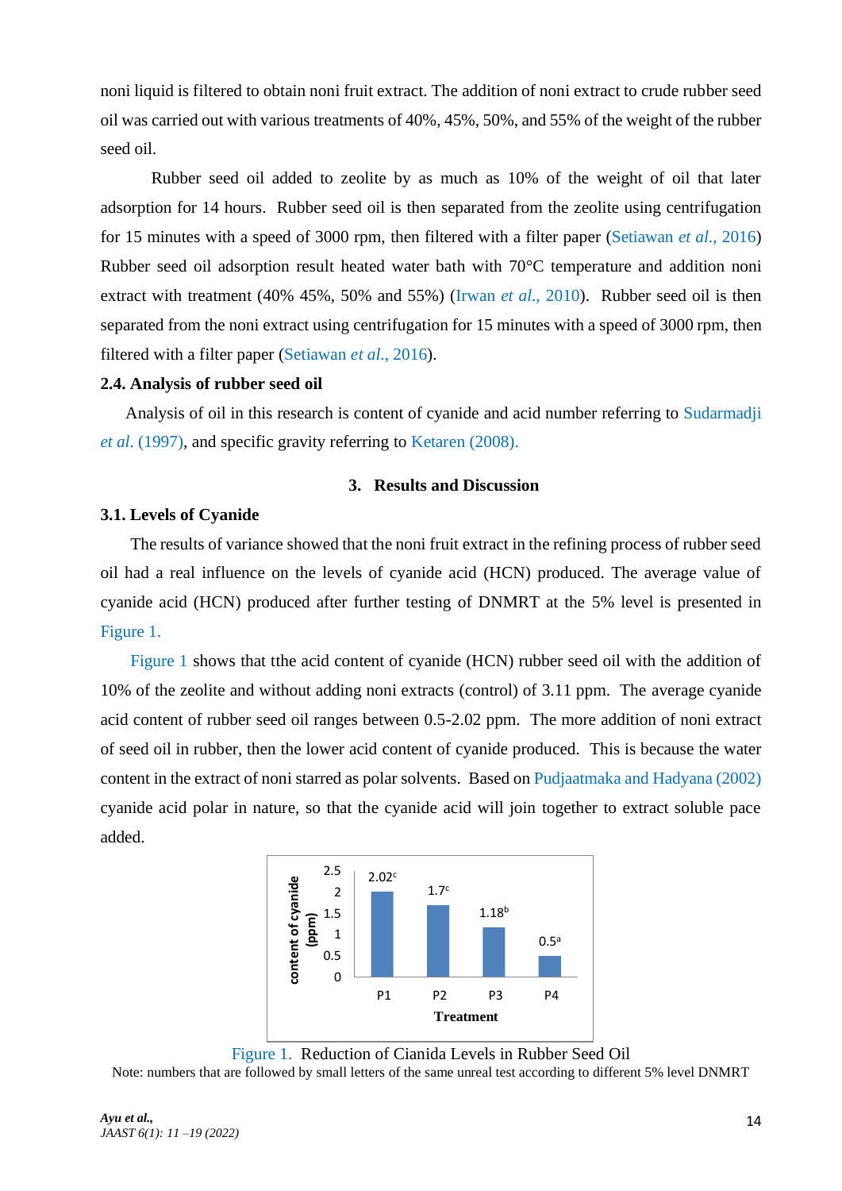noni liquid is filtered to obtain noni fruit extract. The addition of noni extract to crude rubber seed oil was carried out with various treatments of 40%, 45%, 50%, and 55% of the weight of the rubber seed oil.

Rubber seed oil added to zeolite by as much as 10% of the weight of oil that later adsorption for 14 hours. Rubber seed oil is then separated from the zeolite using centrifugation for 15 minutes with a speed of 3000 rpm, then filtered with a filter paper (Setiawan *et al.*, 2016) Rubber seed oil adsorption result heated water bath with 70°C temperature and addition noni extract with treatment (40% 45%, 50% and 55%) (Irwan *et al.*, 2010). Rubber seed oil is then separated from the noni extract using centrifugation for 15 minutes with a speed of 3000 rpm, then filtered with a filter paper (Setiawan *et al.*, 2016).

### 2.4. Analysis of rubber seed oil

Analysis of oil in this research is content of cyanide and acid number referring to Sudarmadji *et al.* (1997), and specific gravity referring to Ketaren (2008).

## 3. Results and Discussion

### 3.1. Levels of Cyanide

The results of variance showed that the noni fruit extract in the refining process of rubber seed oil had a real influence on the levels of cyanide acid (HCN) produced. The average value of cyanide acid (HCN) produced after further testing of DNMRT at the 5% level is presented in Figure 1.

Figure 1 shows that tthe acid content of cyanide (HCN) rubber seed oil with the addition of 10% of the zeolite and without adding noni extracts (control) of 3.11 ppm. The average cyanide acid content of rubber seed oil ranges between 0.5-2.02 ppm. The more addition of noni extract of seed oil in rubber, then the lower acid content of cyanide produced. This is because the water content in the extract of noni starred as polar solvents. Based on Pudjaatmaka and Hadyana (2002) cyanide acid polar in nature, so that the cyanide acid will join together to extract soluble pace added.

content of cyanide (ppm)
2.5
2
1.5
1
0.5
0
2.02ᶜ
1.7ᶜ
1.18ᵇ
0.5ᵃ
P1
P2
P3
P4
Treatment

Figure 1. Reduction of Cianida Levels in Rubber Seed Oil
Note: numbers that are followed by small letters of the same unreal test according to different 5% level DNMRT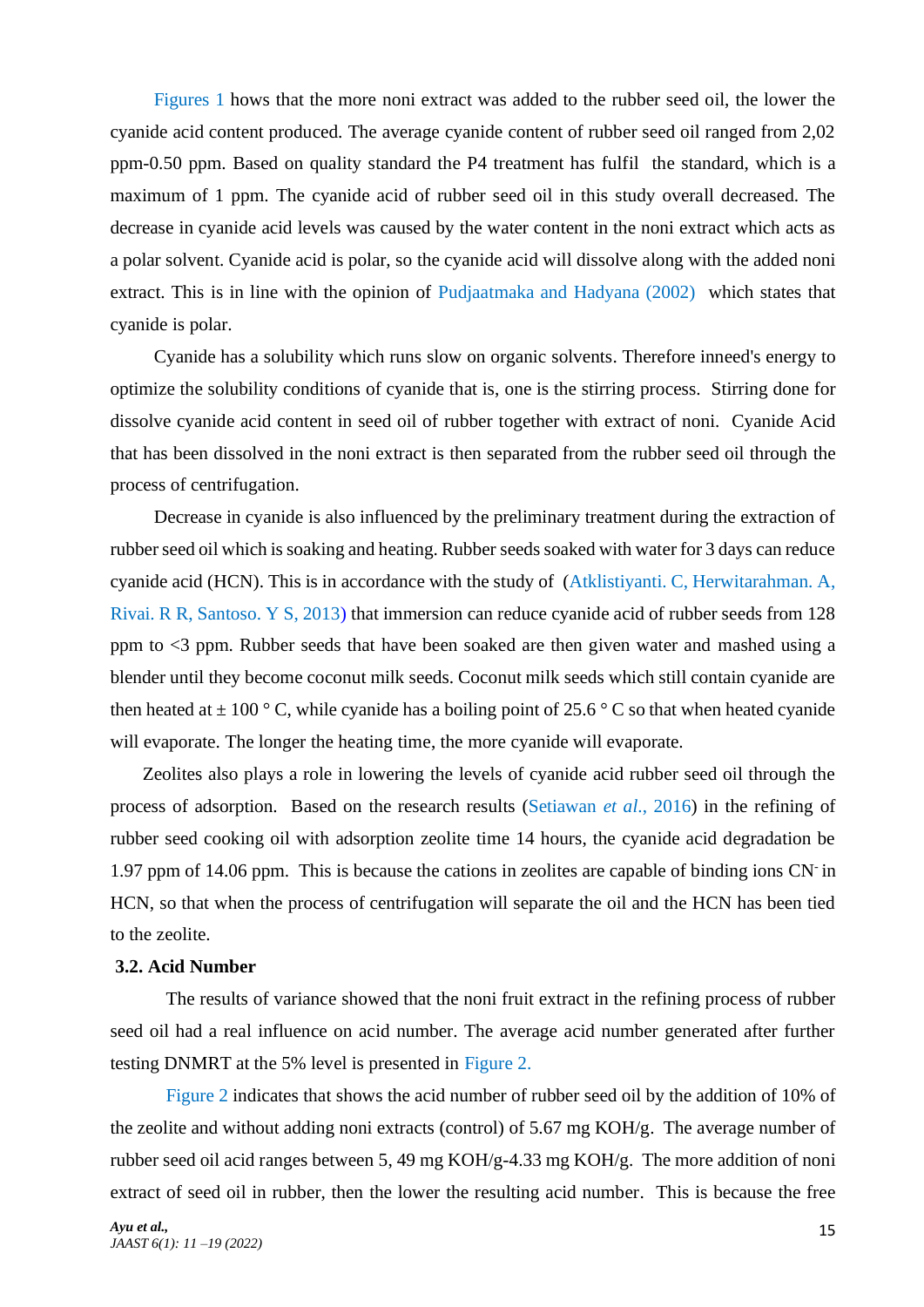Figures 1 hows that the more noni extract was added to the rubber seed oil, the lower the cyanide acid content produced. The average cyanide content of rubber seed oil ranged from 2,02 ppm-0.50 ppm. Based on quality standard the P4 treatment has fulfil the standard, which is a maximum of 1 ppm. The cyanide acid of rubber seed oil in this study overall decreased. The decrease in cyanide acid levels was caused by the water content in the noni extract which acts as a polar solvent. Cyanide acid is polar, so the cyanide acid will dissolve along with the added noni extract. This is in line with the opinion of Pudjaatmaka and Hadyana (2002) which states that cyanide is polar.

Cyanide has a solubility which runs slow on organic solvents. Therefore inneed's energy to optimize the solubility conditions of cyanide that is, one is the stirring process. Stirring done for dissolve cyanide acid content in seed oil of rubber together with extract of noni. Cyanide Acid that has been dissolved in the noni extract is then separated from the rubber seed oil through the process of centrifugation.

Decrease in cyanide is also influenced by the preliminary treatment during the extraction of rubber seed oil which is soaking and heating. Rubber seeds soaked with water for 3 days can reduce cyanide acid (HCN). This is in accordance with the study of (Atklistiyanti. C, Herwitarahman. A, Rivai. R R, Santoso. Y S, 2013) that immersion can reduce cyanide acid of rubber seeds from 128 ppm to <3 ppm. Rubber seeds that have been soaked are then given water and mashed using a blender until they become coconut milk seeds. Coconut milk seeds which still contain cyanide are then heated at ± 100 ° C, while cyanide has a boiling point of 25.6 ° C so that when heated cyanide will evaporate. The longer the heating time, the more cyanide will evaporate.

Zeolites also plays a role in lowering the levels of cyanide acid rubber seed oil through the process of adsorption. Based on the research results (Setiawan *et al.*, 2016) in the refining of rubber seed cooking oil with adsorption zeolite time 14 hours, the cyanide acid degradation be 1.97 ppm of 14.06 ppm. This is because the cations in zeolites are capable of binding ions $CN^-$ in HCN, so that when the process of centrifugation will separate the oil and the HCN has been tied to the zeolite.

### 3.2. Acid Number

The results of variance showed that the noni fruit extract in the refining process of rubber seed oil had a real influence on acid number. The average acid number generated after further testing DNMRT at the 5% level is presented in Figure 2.

Figure 2 indicates that shows the acid number of rubber seed oil by the addition of 10% of the zeolite and without adding noni extracts (control) of 5.67 mg KOH/g. The average number of rubber seed oil acid ranges between 5, 49 mg KOH/g-4.33 mg KOH/g. The more addition of noni extract of seed oil in rubber, then the lower the resulting acid number. This is because the free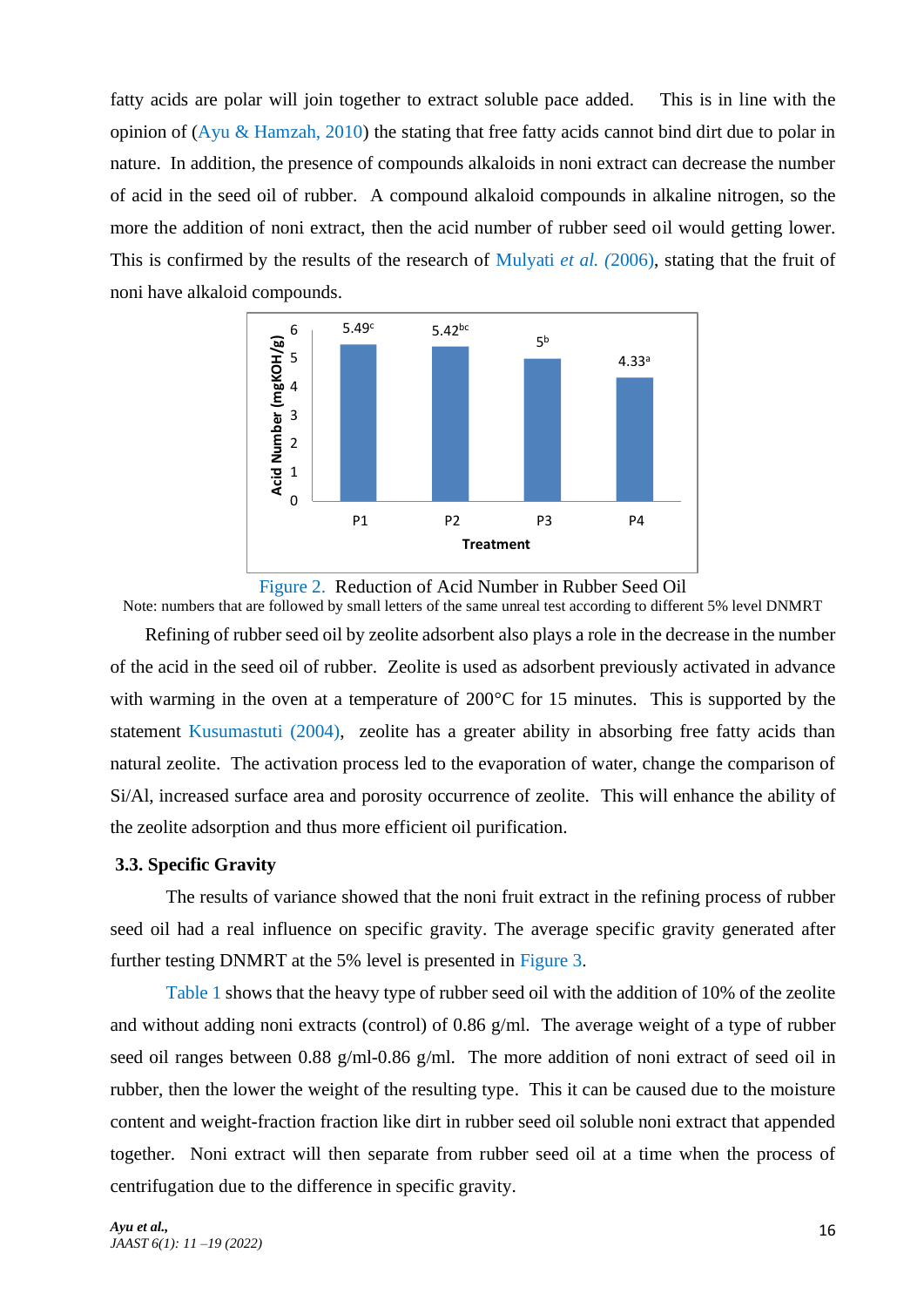fatty acids are polar will join together to extract soluble pace added. This is in line with the opinion of (Ayu & Hamzah, 2010) the stating that free fatty acids cannot bind dirt due to polar in nature. In addition, the presence of compounds alkaloids in noni extract can decrease the number of acid in the seed oil of rubber. A compound alkaloid compounds in alkaline nitrogen, so the more the addition of noni extract, then the acid number of rubber seed oil would getting lower. This is confirmed by the results of the research of Mulyati *et al.* (2006), stating that the fruit of noni have alkaloid compounds.

Acid Number (mgKOH/g)

6
5
4
3
2
1
0

5.49[c]
5.42[bc]
5[b]
4.33[a]

P1
P2
P3
P4

Treatment

Figure 2. Reduction of Acid Number in Rubber Seed Oil

Note: numbers that are followed by small letters of the same unreal test according to different 5% level DNMRT

Refining of rubber seed oil by zeolite adsorbent also plays a role in the decrease in the number of the acid in the seed oil of rubber. Zeolite is used as adsorbent previously activated in advance with warming in the oven at a temperature of 200°C for 15 minutes. This is supported by the statement Kusumastuti (2004), zeolite has a greater ability in absorbing free fatty acids than natural zeolite. The activation process led to the evaporation of water, change the comparison of Si/Al, increased surface area and porosity occurrence of zeolite. This will enhance the ability of the zeolite adsorption and thus more efficient oil purification.

### 3.3. Specific Gravity

The results of variance showed that the noni fruit extract in the refining process of rubber seed oil had a real influence on specific gravity. The average specific gravity generated after further testing DNMRT at the 5% level is presented in Figure 3.

Table 1 shows that the heavy type of rubber seed oil with the addition of 10% of the zeolite and without adding noni extracts (control) of 0.86 g/ml. The average weight of a type of rubber seed oil ranges between 0.88 g/ml-0.86 g/ml. The more addition of noni extract of seed oil in rubber, then the lower the weight of the resulting type. This it can be caused due to the moisture content and weight-fraction fraction like dirt in rubber seed oil soluble noni extract that appended together. Noni extract will then separate from rubber seed oil at a time when the process of centrifugation due to the difference in specific gravity.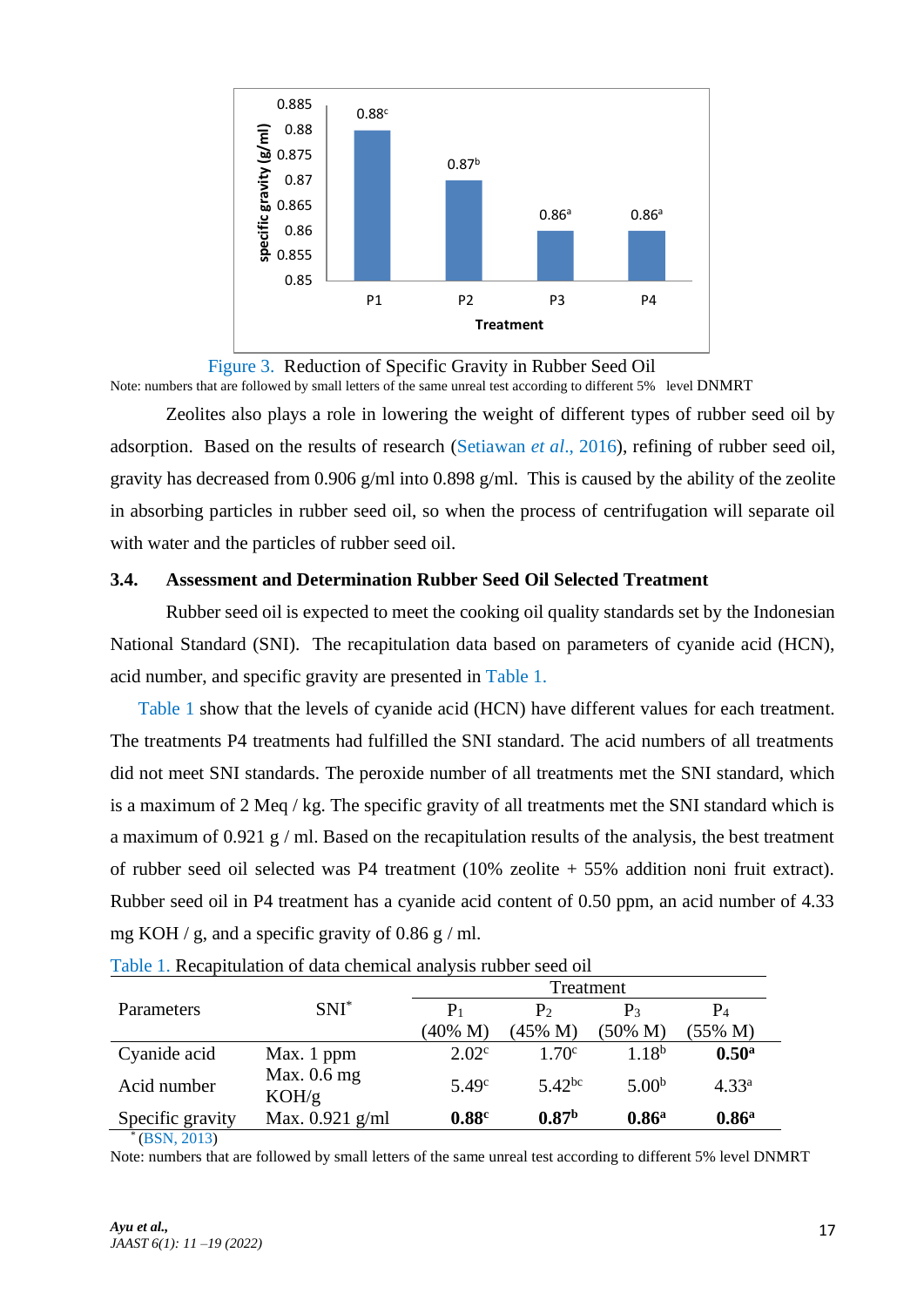0.885
0.88
0.875
0.87
0.865
0.86
0.855
0.85

specific gravity (g/ml)

0.88[c]
0.87[b]
0.86[a]
0.86[a]

P1
P2
P3
P4

Treatment

Figure 3. Reduction of Specific Gravity in Rubber Seed Oil

Note: numbers that are followed by small letters of the same unreal test according to different 5% level DNMRT

Zeolites also plays a role in lowering the weight of different types of rubber seed oil by adsorption. Based on the results of research (Setiawan *et al.*, 2016), refining of rubber seed oil, gravity has decreased from 0.906 g/ml into 0.898 g/ml. This is caused by the ability of the zeolite in absorbing particles in rubber seed oil, so when the process of centrifugation will separate oil with water and the particles of rubber seed oil.

### 3.4. Assessment and Determination Rubber Seed Oil Selected Treatment

Rubber seed oil is expected to meet the cooking oil quality standards set by the Indonesian National Standard (SNI). The recapitulation data based on parameters of cyanide acid (HCN), acid number, and specific gravity are presented in Table 1.

Table 1 show that the levels of cyanide acid (HCN) have different values for each treatment. The treatments P4 treatments had fulfilled the SNI standard. The acid numbers of all treatments did not meet SNI standards. The peroxide number of all treatments met the SNI standard, which is a maximum of 2 Meq / kg. The specific gravity of all treatments met the SNI standard which is a maximum of 0.921 g / ml. Based on the recapitulation results of the analysis, the best treatment of rubber seed oil selected was P4 treatment (10% zeolite + 55% addition noni fruit extract). Rubber seed oil in P4 treatment has a cyanide acid content of 0.50 ppm, an acid number of 4.33 mg KOH / g, and a specific gravity of 0.86 g / ml.

Table 1. Recapitulation of data chemical analysis rubber seed oil

| Parameters | SNI* | Treatment | | | |
|---|---|---|---|---|---|
| | | $P_1$ (40% M) | $P_2$ (45% M) | $P_3$ (50% M) | $P_4$ (55% M) |
| Cyanide acid | Max. 1 ppm | 2.02[c] | 1.70[c] | 1.18[b] | **0.50[a]** |
| Acid number | Max. 0.6 mg KOH/g | 5.49[c] | 5.42[bc] | 5.00[b] | 4.33[a] |
| Specific gravity | Max. 0.921 g/ml | **0.88[c]** | **0.87[b]** | **0.86[a]** | **0.86[a]** |

* (BSN, 2013)

Note: numbers that are followed by small letters of the same unreal test according to different 5% level DNMRT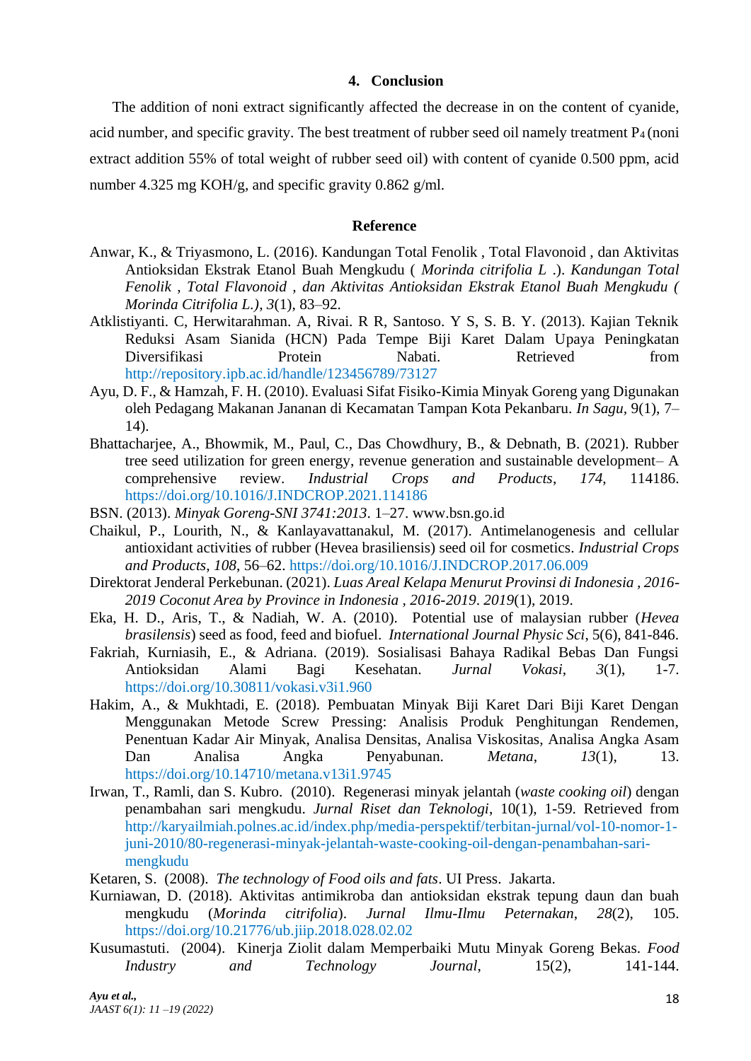## 4. Conclusion

The addition of noni extract significantly affected the decrease in on the content of cyanide, acid number, and specific gravity. The best treatment of rubber seed oil namely treatment $P_4$ (noni extract addition 55% of total weight of rubber seed oil) with content of cyanide 0.500 ppm, acid number 4.325 mg KOH/g, and specific gravity 0.862 g/ml.

## Reference

Anwar, K., & Triyasmono, L. (2016). Kandungan Total Fenolik , Total Flavonoid , dan Aktivitas Antioksidan Ekstrak Etanol Buah Mengkudu ( *Morinda citrifolia L* .). *Kandungan Total Fenolik , Total Flavonoid , dan Aktivitas Antioksidan Ekstrak Etanol Buah Mengkudu ( Morinda Citrifolia L.)*, *3*(1), 83–92.

Atklistiyanti. C, Herwitarahman. A, Rivai. R R, Santoso. Y S, S. B. Y. (2013). Kajian Teknik Reduksi Asam Sianida (HCN) Pada Tempe Biji Karet Dalam Upaya Peningkatan Diversifikasi Protein Nabati. Retrieved from http://repository.ipb.ac.id/handle/123456789/73127

Ayu, D. F., & Hamzah, F. H. (2010). Evaluasi Sifat Fisiko-Kimia Minyak Goreng yang Digunakan oleh Pedagang Makanan Jananan di Kecamatan Tampan Kota Pekanbaru. *In Sagu*, 9(1), 7–14).

Bhattacharjee, A., Bhowmik, M., Paul, C., Das Chowdhury, B., & Debnath, B. (2021). Rubber tree seed utilization for green energy, revenue generation and sustainable development– A comprehensive review. *Industrial Crops and Products*, *174*, 114186. https://doi.org/10.1016/J.INDCROP.2021.114186

BSN. (2013). *Minyak Goreng-SNI 3741:2013*. 1–27. www.bsn.go.id

Chaikul, P., Lourith, N., & Kanlayavattanakul, M. (2017). Antimelanogenesis and cellular antioxidant activities of rubber (Hevea brasiliensis) seed oil for cosmetics. *Industrial Crops and Products*, *108*, 56–62. https://doi.org/10.1016/J.INDCROP.2017.06.009

Direktorat Jenderal Perkebunan. (2021). *Luas Areal Kelapa Menurut Provinsi di Indonesia , 2016-2019 Coconut Area by Province in Indonesia , 2016-2019*. *2019*(1), 2019.

Eka, H. D., Aris, T., & Nadiah, W. A. (2010). Potential use of malaysian rubber (*Hevea brasilensis*) seed as food, feed and biofuel. *International Journal Physic Sci*, 5(6), 841-846.

Fakriah, Kurniasih, E., & Adriana. (2019). Sosialisasi Bahaya Radikal Bebas Dan Fungsi Antioksidan Alami Bagi Kesehatan. *Jurnal Vokasi*, *3*(1), 1-7. https://doi.org/10.30811/vokasi.v3i1.960

Hakim, A., & Mukhtadi, E. (2018). Pembuatan Minyak Biji Karet Dari Biji Karet Dengan Menggunakan Metode Screw Pressing: Analisis Produk Penghitungan Rendemen, Penentuan Kadar Air Minyak, Analisa Densitas, Analisa Viskositas, Analisa Angka Asam Dan Analisa Angka Penyabunan. *Metana*, *13*(1), 13. https://doi.org/10.14710/metana.v13i1.9745

Irwan, T., Ramli, dan S. Kubro. (2010). Regenerasi minyak jelantah (*waste cooking oil*) dengan penambahan sari mengkudu. *Jurnal Riset dan Teknologi*, 10(1), 1-59. Retrieved from http://karyailmiah.polnes.ac.id/index.php/media-perspektif/terbitan-jurnal/vol-10-nomor-1-juni-2010/80-regenerasi-minyak-jelantah-waste-cooking-oil-dengan-penambahan-sari-mengkudu

Ketaren, S. (2008). *The technology of Food oils and fats*. UI Press. Jakarta.

Kurniawan, D. (2018). Aktivitas antimikroba dan antioksidan ekstrak tepung daun dan buah mengkudu (*Morinda citrifolia*). *Jurnal Ilmu-Ilmu Peternakan*, *28*(2), 105. https://doi.org/10.21776/ub.jiip.2018.028.02.02

Kusumastuti. (2004). Kinerja Ziolit dalam Memperbaiki Mutu Minyak Goreng Bekas. *Food Industry and Technology Journal*, 15(2), 141-144.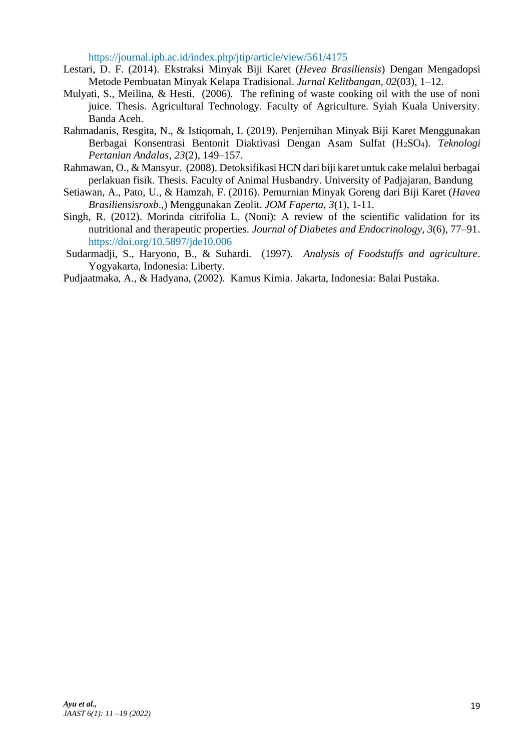https://journal.ipb.ac.id/index.php/jtip/article/view/561/4175

Lestari, D. F. (2014). Ekstraksi Minyak Biji Karet (*Hevea Brasiliensis*) Dengan Mengadopsi Metode Pembuatan Minyak Kelapa Tradisional. *Jurnal Kelitbangan*, *02*(03), 1–12.

Mulyati, S., Meilina, & Hesti. (2006). The refining of waste cooking oil with the use of noni juice. Thesis. Agricultural Technology. Faculty of Agriculture. Syiah Kuala University. Banda Aceh.

Rahmadanis, Resgita, N., & Istiqomah, I. (2019). Penjernihan Minyak Biji Karet Menggunakan Berbagai Konsentrasi Bentonit Diaktivasi Dengan Asam Sulfat ($H_2SO_4$). *Teknologi Pertanian Andalas*, *23*(2), 149–157.

Rahmawan, O., & Mansyur. (2008). Detoksifikasi HCN dari biji karet untuk cake melalui berbagai perlakuan fisik. Thesis. Faculty of Animal Husbandry. University of Padjajaran, Bandung

Setiawan, A., Pato, U., & Hamzah, F. (2016). Pemurnian Minyak Goreng dari Biji Karet (*Havea Brasiliensisroxb*.,) Menggunakan Zeolit. *JOM Faperta*, *3*(1), 1-11.

Singh, R. (2012). Morinda citrifolia L. (Noni): A review of the scientific validation for its nutritional and therapeutic properties. *Journal of Diabetes and Endocrinology*, *3*(6), 77–91. https://doi.org/10.5897/jde10.006

Sudarmadji, S., Haryono, B., & Suhardi. (1997). *Analysis of Foodstuffs and agriculture*. Yogyakarta, Indonesia: Liberty.

Pudjaatmaka, A., & Hadyana, (2002). Kamus Kimia. Jakarta, Indonesia: Balai Pustaka.